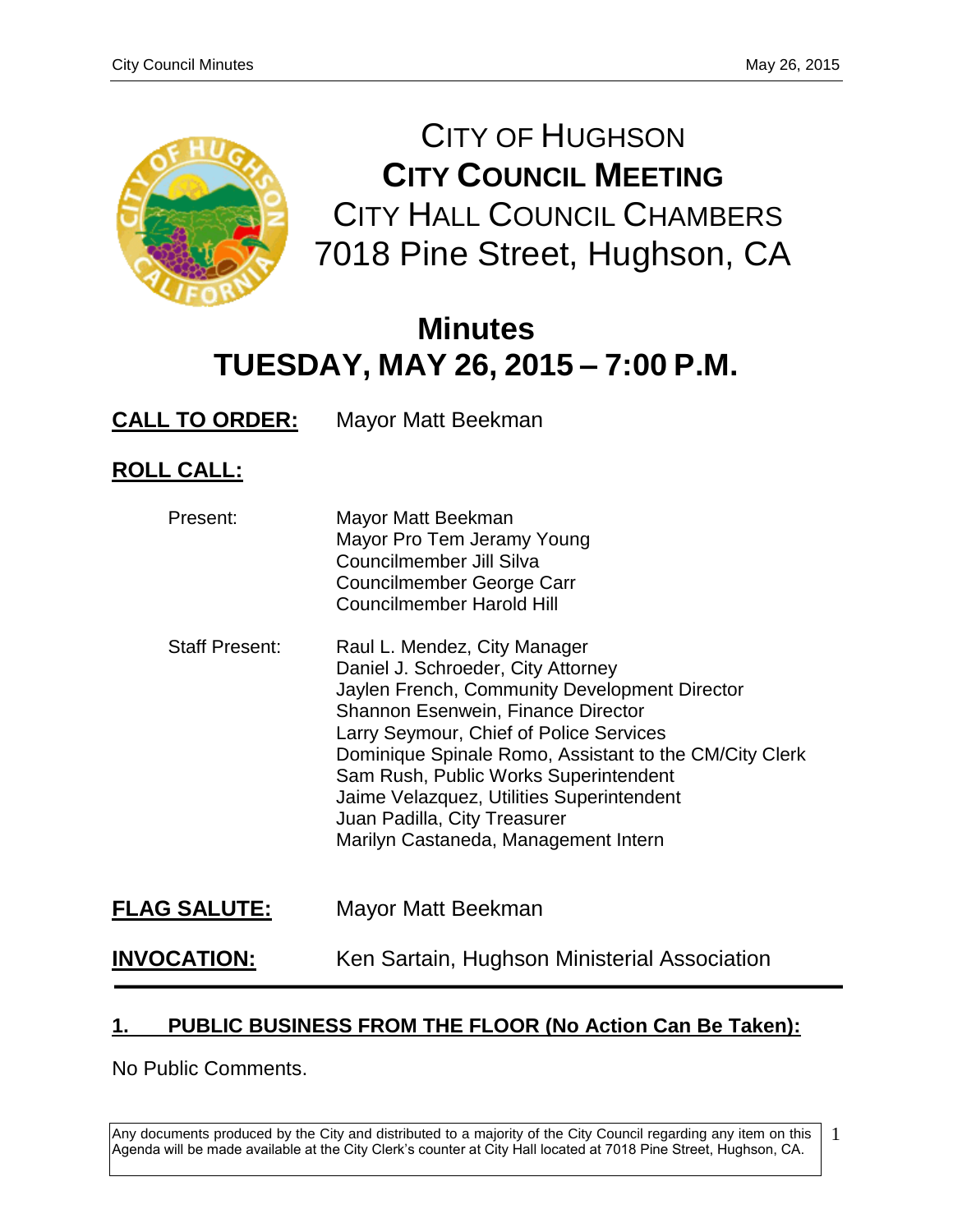# CITY OF HUGHSON
# CITY COUNCIL MEETING
## CITY HALL COUNCIL CHAMBERS
## 7018 Pine Street, Hughson, CA

# Minutes
# TUESDAY, MAY 26, 2015 – 7:00 P.M.

**CALL TO ORDER:** Mayor Matt Beekman

**ROLL CALL:**

Present:
- Mayor Matt Beekman
- Mayor Pro Tem Jeramy Young
- Councilmember Jill Silva
- Councilmember George Carr
- Councilmember Harold Hill

Staff Present:
- Raul L. Mendez, City Manager
- Daniel J. Schroeder, City Attorney
- Jaylen French, Community Development Director
- Shannon Esenwein, Finance Director
- Larry Seymour, Chief of Police Services
- Dominique Spinale Romo, Assistant to the CM/City Clerk
- Sam Rush, Public Works Superintendent
- Jaime Velazquez, Utilities Superintendent
- Juan Padilla, City Treasurer
- Marilyn Castaneda, Management Intern

**FLAG SALUTE:** Mayor Matt Beekman

**INVOCATION:** Ken Sartain, Hughson Ministerial Association

## 1. PUBLIC BUSINESS FROM THE FLOOR (No Action Can Be Taken):

No Public Comments.

Any documents produced by the City and distributed to a majority of the City Council regarding any item on this Agenda will be made available at the City Clerk's counter at City Hall located at 7018 Pine Street, Hughson, CA.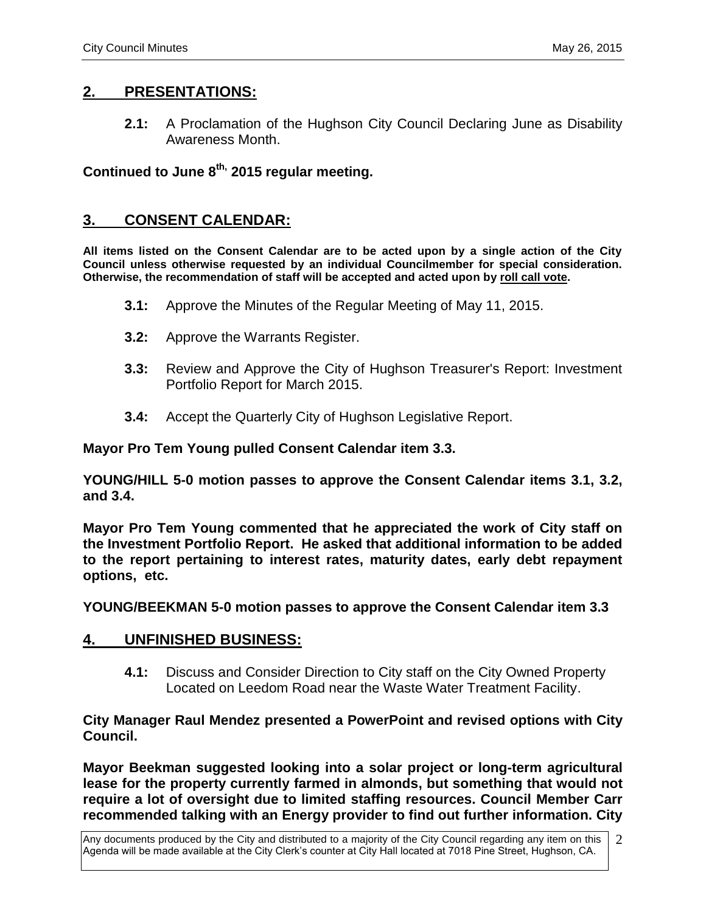## 2. PRESENTATIONS:

**2.1:** A Proclamation of the Hughson City Council Declaring June as Disability Awareness Month.

**Continued to June 8th, 2015 regular meeting.**

## 3. CONSENT CALENDAR:

**All items listed on the Consent Calendar are to be acted upon by a single action of the City Council unless otherwise requested by an individual Councilmember for special consideration. Otherwise, the recommendation of staff will be accepted and acted upon by roll call vote.**

**3.1:** Approve the Minutes of the Regular Meeting of May 11, 2015.

**3.2:** Approve the Warrants Register.

**3.3:** Review and Approve the City of Hughson Treasurer's Report: Investment Portfolio Report for March 2015.

**3.4:** Accept the Quarterly City of Hughson Legislative Report.

**Mayor Pro Tem Young pulled Consent Calendar item 3.3.**

**YOUNG/HILL 5-0 motion passes to approve the Consent Calendar items 3.1, 3.2, and 3.4.**

**Mayor Pro Tem Young commented that he appreciated the work of City staff on the Investment Portfolio Report. He asked that additional information to be added to the report pertaining to interest rates, maturity dates, early debt repayment options, etc.**

**YOUNG/BEEKMAN 5-0 motion passes to approve the Consent Calendar item 3.3**

## 4. UNFINISHED BUSINESS:

**4.1:** Discuss and Consider Direction to City staff on the City Owned Property Located on Leedom Road near the Waste Water Treatment Facility.

**City Manager Raul Mendez presented a PowerPoint and revised options with City Council.**

**Mayor Beekman suggested looking into a solar project or long-term agricultural lease for the property currently farmed in almonds, but something that would not require a lot of oversight due to limited staffing resources. Council Member Carr recommended talking with an Energy provider to find out further information. City**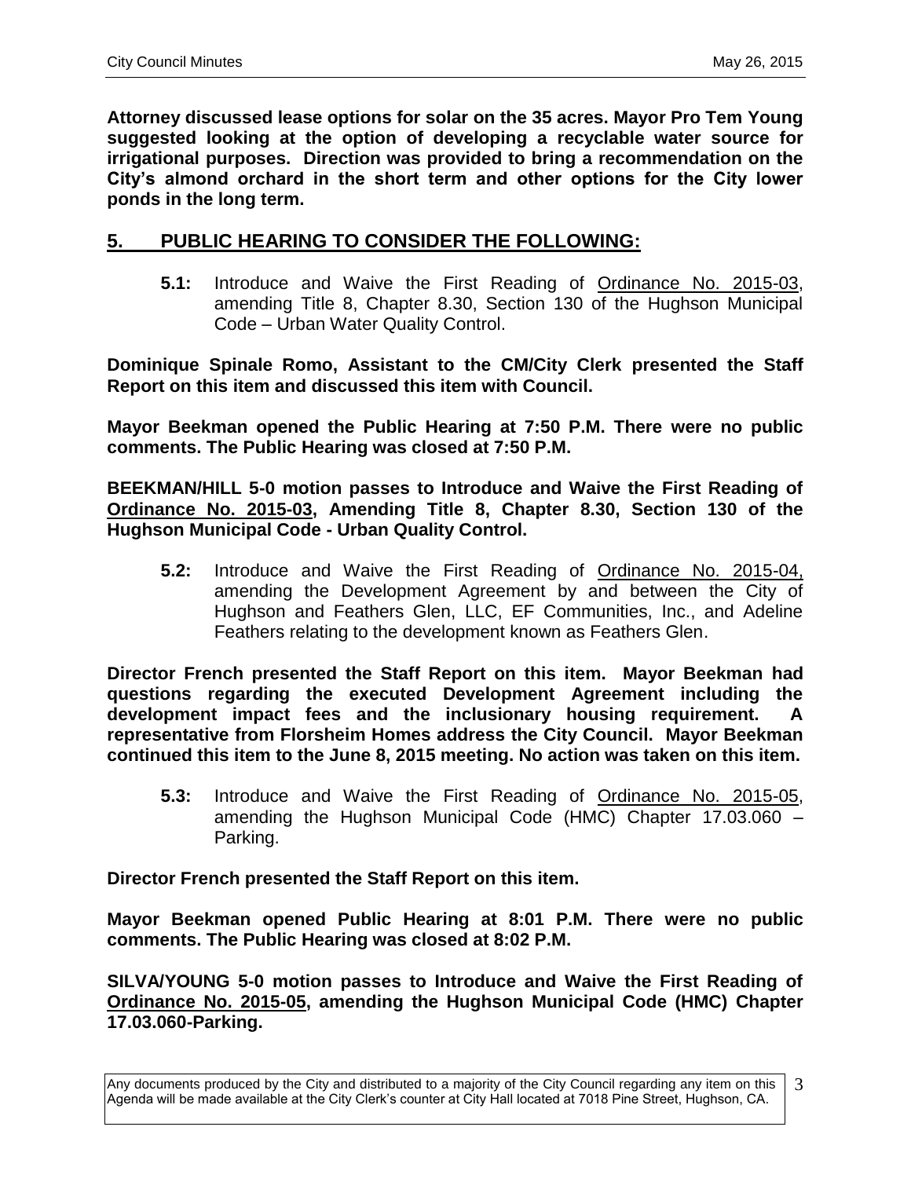**Attorney discussed lease options for solar on the 35 acres. Mayor Pro Tem Young suggested looking at the option of developing a recyclable water source for irrigational purposes. Direction was provided to bring a recommendation on the City's almond orchard in the short term and other options for the City lower ponds in the long term.**

## 5. PUBLIC HEARING TO CONSIDER THE FOLLOWING:

**5.1:** Introduce and Waive the First Reading of Ordinance No. 2015-03, amending Title 8, Chapter 8.30, Section 130 of the Hughson Municipal Code – Urban Water Quality Control.

**Dominique Spinale Romo, Assistant to the CM/City Clerk presented the Staff Report on this item and discussed this item with Council.**

**Mayor Beekman opened the Public Hearing at 7:50 P.M. There were no public comments. The Public Hearing was closed at 7:50 P.M.**

**BEEKMAN/HILL 5-0 motion passes to Introduce and Waive the First Reading of Ordinance No. 2015-03, Amending Title 8, Chapter 8.30, Section 130 of the Hughson Municipal Code - Urban Quality Control.**

**5.2:** Introduce and Waive the First Reading of Ordinance No. 2015-04, amending the Development Agreement by and between the City of Hughson and Feathers Glen, LLC, EF Communities, Inc., and Adeline Feathers relating to the development known as Feathers Glen.

**Director French presented the Staff Report on this item. Mayor Beekman had questions regarding the executed Development Agreement including the development impact fees and the inclusionary housing requirement. A representative from Florsheim Homes address the City Council. Mayor Beekman continued this item to the June 8, 2015 meeting. No action was taken on this item.**

**5.3:** Introduce and Waive the First Reading of Ordinance No. 2015-05, amending the Hughson Municipal Code (HMC) Chapter 17.03.060 – Parking.

**Director French presented the Staff Report on this item.**

**Mayor Beekman opened Public Hearing at 8:01 P.M. There were no public comments. The Public Hearing was closed at 8:02 P.M.**

**SILVA/YOUNG 5-0 motion passes to Introduce and Waive the First Reading of Ordinance No. 2015-05, amending the Hughson Municipal Code (HMC) Chapter 17.03.060-Parking.**

Any documents produced by the City and distributed to a majority of the City Council regarding any item on this Agenda will be made available at the City Clerk's counter at City Hall located at 7018 Pine Street, Hughson, CA.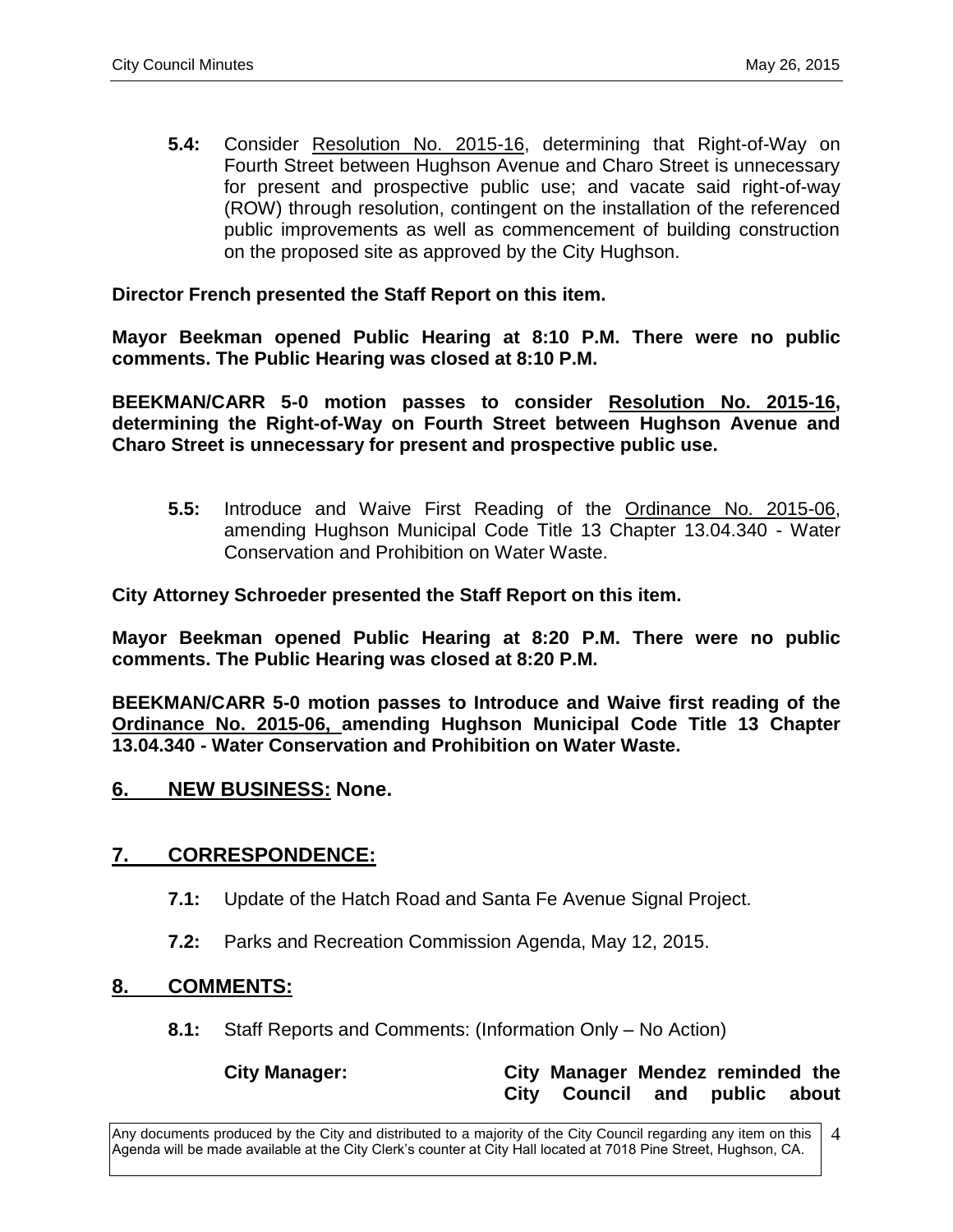**5.4:** Consider Resolution No. 2015-16, determining that Right-of-Way on Fourth Street between Hughson Avenue and Charo Street is unnecessary for present and prospective public use; and vacate said right-of-way (ROW) through resolution, contingent on the installation of the referenced public improvements as well as commencement of building construction on the proposed site as approved by the City Hughson.

**Director French presented the Staff Report on this item.**

**Mayor Beekman opened Public Hearing at 8:10 P.M. There were no public comments. The Public Hearing was closed at 8:10 P.M.**

**BEEKMAN/CARR 5-0 motion passes to consider Resolution No. 2015-16, determining the Right-of-Way on Fourth Street between Hughson Avenue and Charo Street is unnecessary for present and prospective public use.**

**5.5:** Introduce and Waive First Reading of the Ordinance No. 2015-06, amending Hughson Municipal Code Title 13 Chapter 13.04.340 - Water Conservation and Prohibition on Water Waste.

**City Attorney Schroeder presented the Staff Report on this item.**

**Mayor Beekman opened Public Hearing at 8:20 P.M. There were no public comments. The Public Hearing was closed at 8:20 P.M.**

**BEEKMAN/CARR 5-0 motion passes to Introduce and Waive first reading of the Ordinance No. 2015-06, amending Hughson Municipal Code Title 13 Chapter 13.04.340 - Water Conservation and Prohibition on Water Waste.**

## 6. NEW BUSINESS: None.

## 7. CORRESPONDENCE:

**7.1:** Update of the Hatch Road and Santa Fe Avenue Signal Project.

**7.2:** Parks and Recreation Commission Agenda, May 12, 2015.

## 8. COMMENTS:

**8.1:** Staff Reports and Comments: (Information Only – No Action)

**City Manager:** **City Manager Mendez reminded the City Council and public about**

Any documents produced by the City and distributed to a majority of the City Council regarding any item on this Agenda will be made available at the City Clerk's counter at City Hall located at 7018 Pine Street, Hughson, CA.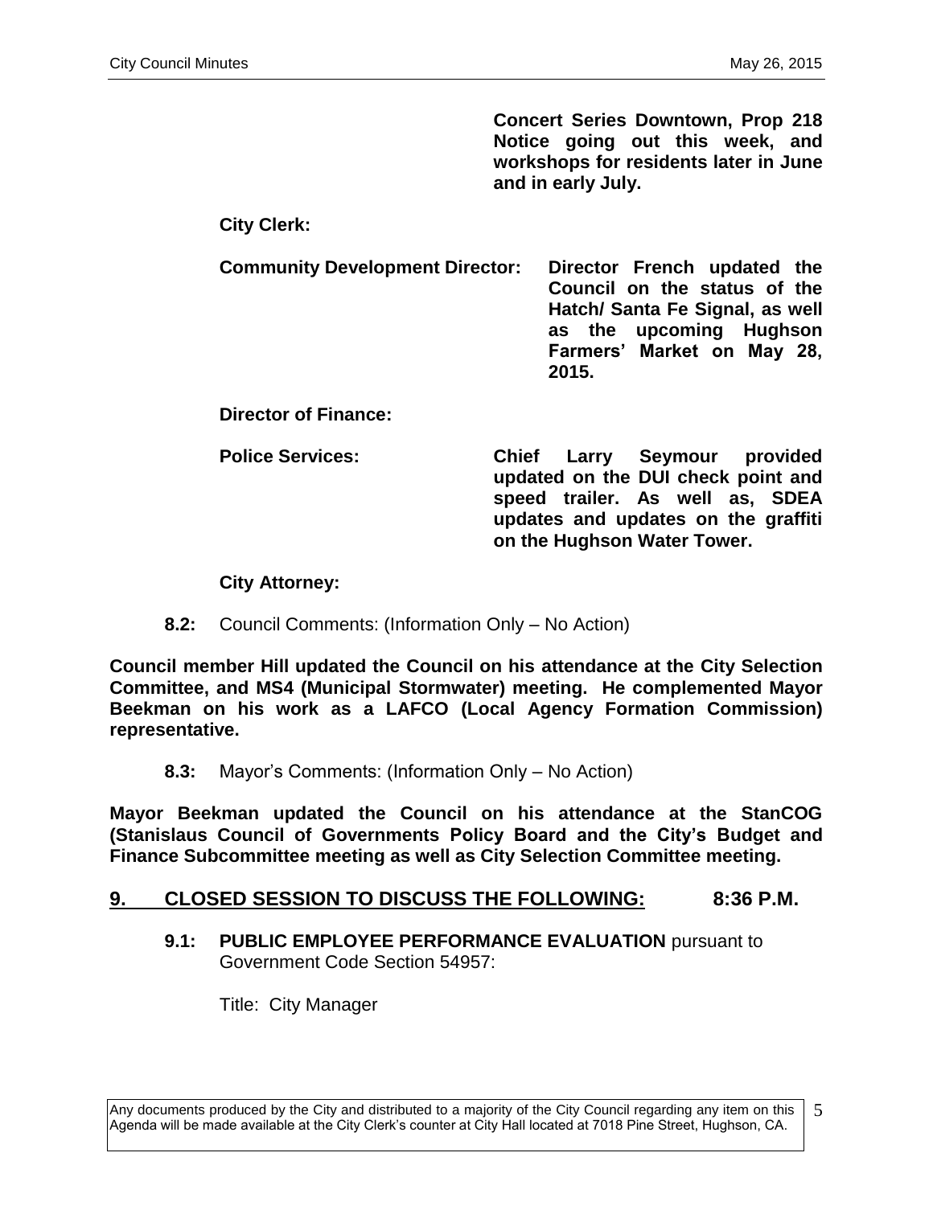**Concert Series Downtown, Prop 218 Notice going out this week, and workshops for residents later in June and in early July.**

**City Clerk:**

**Community Development Director:** **Director French updated the Council on the status of the Hatch/ Santa Fe Signal, as well as the upcoming Hughson Farmers' Market on May 28, 2015.**

**Director of Finance:**

**Police Services:** **Chief Larry Seymour provided updated on the DUI check point and speed trailer. As well as, SDEA updates and updates on the graffiti on the Hughson Water Tower.**

**City Attorney:**

**8.2:** Council Comments: (Information Only – No Action)

**Council member Hill updated the Council on his attendance at the City Selection Committee, and MS4 (Municipal Stormwater) meeting. He complemented Mayor Beekman on his work as a LAFCO (Local Agency Formation Commission) representative.**

**8.3:** Mayor's Comments: (Information Only – No Action)

**Mayor Beekman updated the Council on his attendance at the StanCOG (Stanislaus Council of Governments Policy Board and the City's Budget and Finance Subcommittee meeting as well as City Selection Committee meeting.**

## 9. CLOSED SESSION TO DISCUSS THE FOLLOWING: 8:36 P.M.

**9.1: PUBLIC EMPLOYEE PERFORMANCE EVALUATION** pursuant to Government Code Section 54957:

Title: City Manager

Any documents produced by the City and distributed to a majority of the City Council regarding any item on this Agenda will be made available at the City Clerk's counter at City Hall located at 7018 Pine Street, Hughson, CA.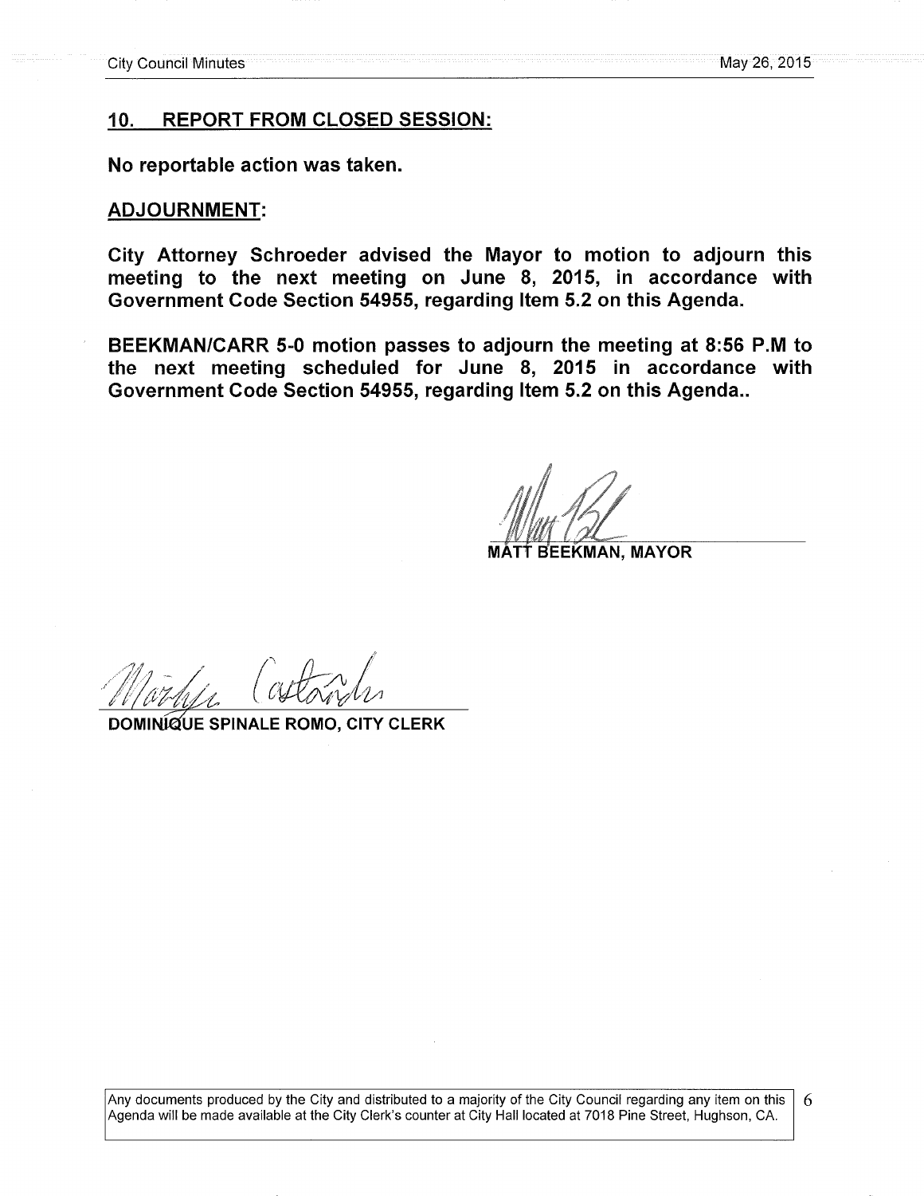## 10. REPORT FROM CLOSED SESSION:

**No reportable action was taken.**

## ADJOURNMENT:

**City Attorney Schroeder advised the Mayor to motion to adjourn this meeting to the next meeting on June 8, 2015, in accordance with Government Code Section 54955, regarding Item 5.2 on this Agenda.**

**BEEKMAN/CARR 5-0 motion passes to adjourn the meeting at 8:56 P.M to the next meeting scheduled for June 8, 2015 in accordance with Government Code Section 54955, regarding Item 5.2 on this Agenda..**

**MATT BEEKMAN, MAYOR**

**DOMINIQUE SPINALE ROMO, CITY CLERK**

Any documents produced by the City and distributed to a majority of the City Council regarding any item on this Agenda will be made available at the City Clerk's counter at City Hall located at 7018 Pine Street, Hughson, CA.